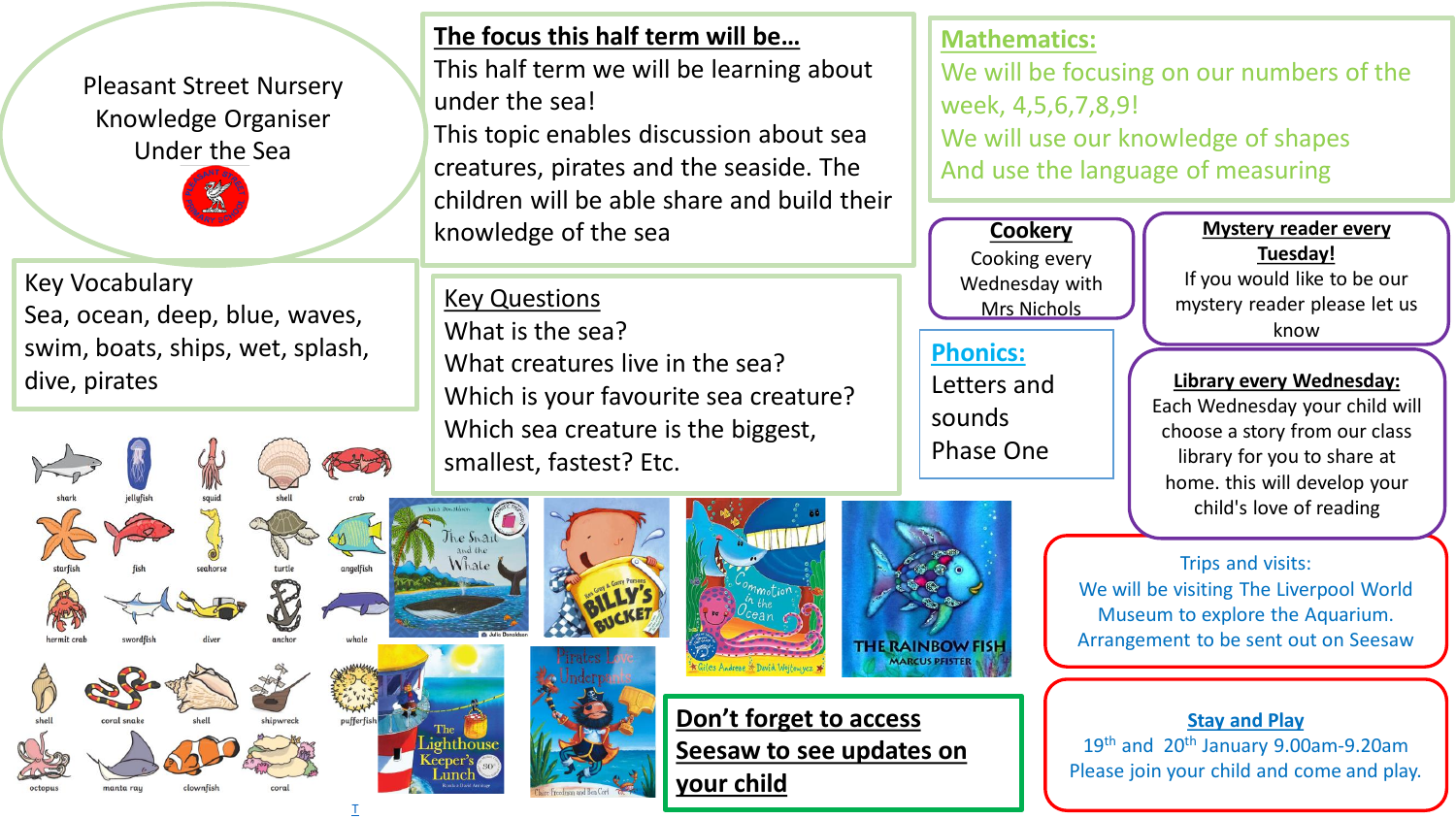# Pleasant Street Nursery Knowledge Organiser Under the Sea

## The focus this half term will be…

This half term we will be learning about under the sea!

This topic enables discussion about sea creatures, pirates and the seaside. The children will be able share and build their knowledge of the sea

## Mathematics:

We will be focusing on our numbers of the week, 4,5,6,7,8,9!

We will use our knowledge of shapes

And use the language of measuring

## Key Vocabulary

Sea, ocean, deep, blue, waves, swim, boats, ships, wet, splash, dive, pirates

## Key Questions

What is the sea?

What creatures live in the sea?

Which is your favourite sea creature?

Which sea creature is the biggest, smallest, fastest? Etc.

## Cookery

Cooking every Wednesday with Mrs Nichols

## Mystery reader every Tuesday!

If you would like to be our mystery reader please let us know

## Phonics:

Letters and sounds Phase One

## Library every Wednesday:

Each Wednesday your child will choose a story from our class library for you to share at home. this will develop your child's love of reading

shark, jellyfish, squid, shell, crab, starfish, fish, seahorse, turtle, angelfish, hermit crab, swordfish, diver, anchor, whale, shell, coral snake, shell, shipwreck, pufferfish, octopus, manta ray, clownfish, coral

The Snail and the Whale – Julia Donaldson

Billy's Bucket – Kes Gray & Garry Parsons

Commotion in the Ocean – Giles Andreae, David Wojtowycz

The Rainbow Fish – Marcus Pfister

The Lighthouse Keeper's Lunch – Ronda & David Armitage

Pirates Love Underpants – Claire Freedman and Ben Cort

Trips and visits:

We will be visiting The Liverpool World Museum to explore the Aquarium. Arrangement to be sent out on Seesaw

## Don't forget to access Seesaw to see updates on your child

## Stay and Play

19th and 20th January 9.00am-9.20am

Please join your child and come and play.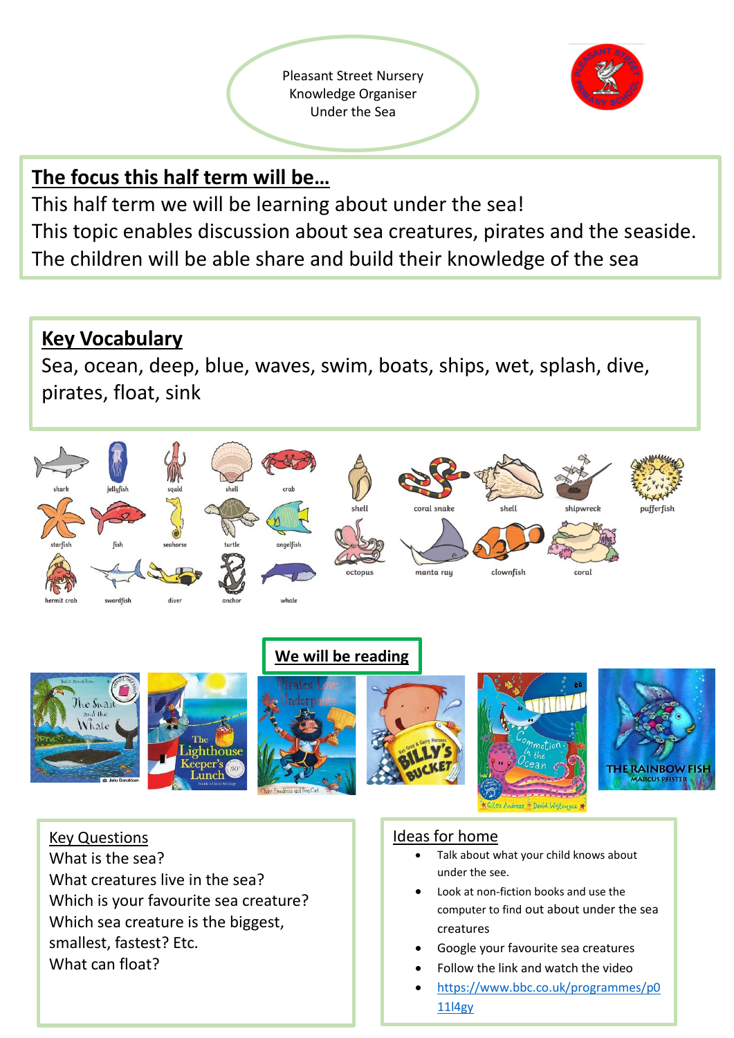Pleasant Street Nursery
Knowledge Organiser
Under the Sea

## The focus this half term will be…

This half term we will be learning about under the sea!
This topic enables discussion about sea creatures, pirates and the seaside.
The children will be able share and build their knowledge of the sea

## Key Vocabulary

Sea, ocean, deep, blue, waves, swim, boats, ships, wet, splash, dive, pirates, float, sink

shark, jellyfish, squid, shell, crab, starfish, fish, seahorse, turtle, angelfish, hermit crab, swordfish, diver, anchor, whale

shell, coral snake, shell, shipwreck, pufferfish, octopus, manta ray, clownfish, coral

## We will be reading

## Key Questions

What is the sea?
What creatures live in the sea?
Which is your favourite sea creature?
Which sea creature is the biggest, smallest, fastest? Etc.
What can float?

## Ideas for home

- Talk about what your child knows about under the see.
- Look at non-fiction books and use the computer to find out about under the sea creatures
- Google your favourite sea creatures
- Follow the link and watch the video
- https://www.bbc.co.uk/programmes/p011l4gy